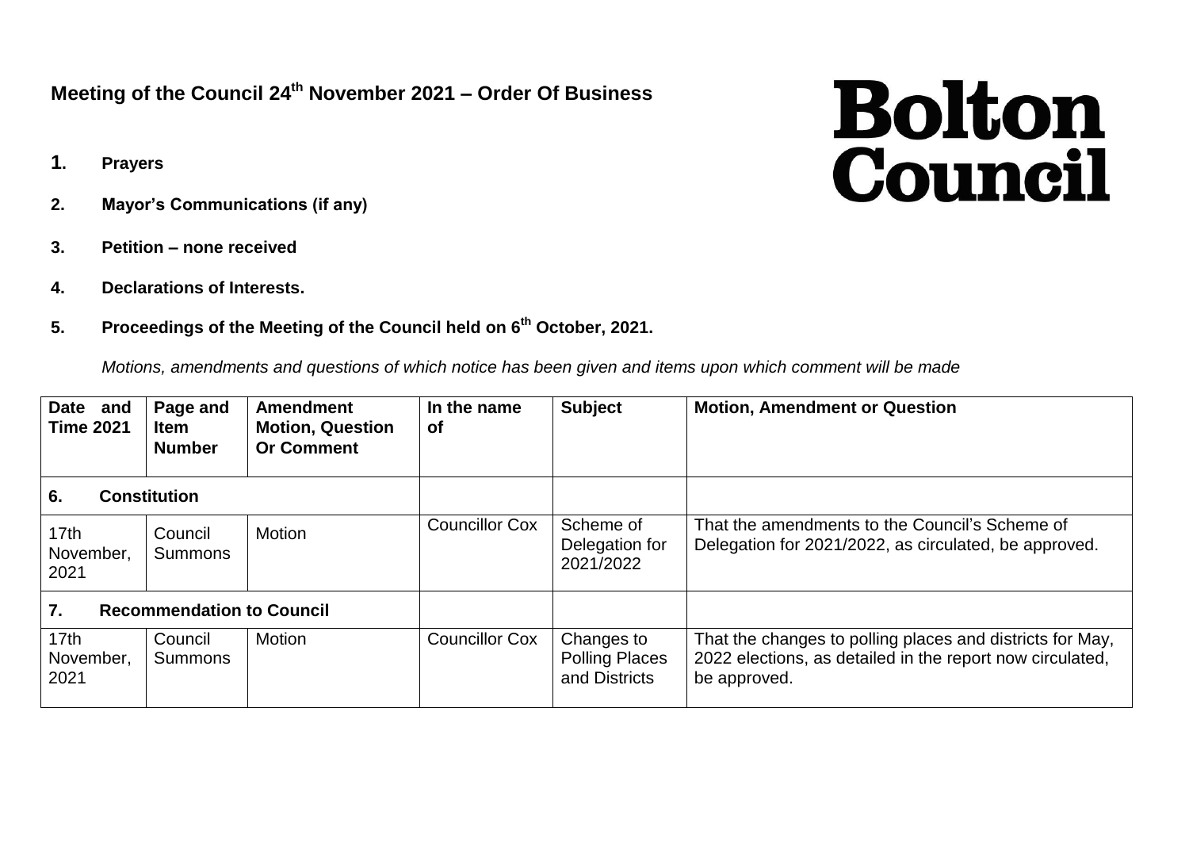# Meeting of the Council 24th November 2021 – Order Of Business

**Bolton Council**

1. **Prayers**
2. **Mayor's Communications (if any)**
3. **Petition – none received**
4. **Declarations of Interests.**
5. **Proceedings of the Meeting of the Council held on 6th October, 2021.**

*Motions, amendments and questions of which notice has been given and items upon which comment will be made*

| Date and Time 2021 | Page and Item Number | Amendment Motion, Question Or Comment | In the name of | Subject | Motion, Amendment or Question |
|---|---|---|---|---|---|
| **6. Constitution** | | | | | |
| 17th November, 2021 | Council Summons | Motion | Councillor Cox | Scheme of Delegation for 2021/2022 | That the amendments to the Council's Scheme of Delegation for 2021/2022, as circulated, be approved. |
| **7. Recommendation to Council** | | | | | |
| 17th November, 2021 | Council Summons | Motion | Councillor Cox | Changes to Polling Places and Districts | That the changes to polling places and districts for May, 2022 elections, as detailed in the report now circulated, be approved. |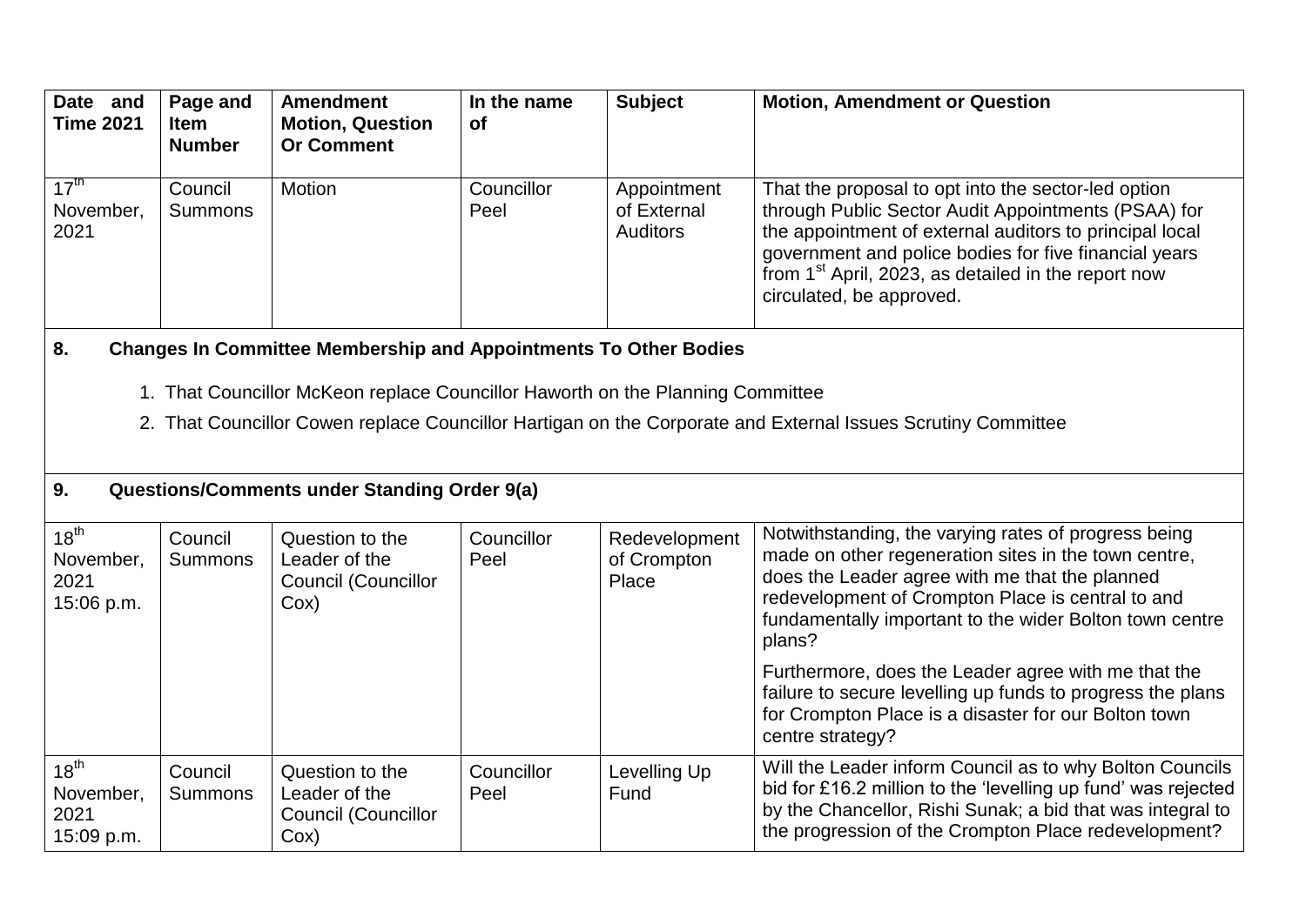| Date and Time 2021 | Page and Item Number | Amendment Motion, Question Or Comment | In the name of | Subject | Motion, Amendment or Question |
|---|---|---|---|---|---|
| 17th November, 2021 | Council Summons | Motion | Councillor Peel | Appointment of External Auditors | That the proposal to opt into the sector-led option through Public Sector Audit Appointments (PSAA) for the appointment of external auditors to principal local government and police bodies for five financial years from 1st April, 2023, as detailed in the report now circulated, be approved. |

**8. Changes In Committee Membership and Appointments To Other Bodies**

1. That Councillor McKeon replace Councillor Haworth on the Planning Committee
2. That Councillor Cowen replace Councillor Hartigan on the Corporate and External Issues Scrutiny Committee

**9. Questions/Comments under Standing Order 9(a)**

| Date and Time 2021 | Page and Item Number | Amendment Motion, Question Or Comment | In the name of | Subject | Motion, Amendment or Question |
|---|---|---|---|---|---|
| 18th November, 2021 15:06 p.m. | Council Summons | Question to the Leader of the Council (Councillor Cox) | Councillor Peel | Redevelopment of Crompton Place | Notwithstanding, the varying rates of progress being made on other regeneration sites in the town centre, does the Leader agree with me that the planned redevelopment of Crompton Place is central to and fundamentally important to the wider Bolton town centre plans?<br><br>Furthermore, does the Leader agree with me that the failure to secure levelling up funds to progress the plans for Crompton Place is a disaster for our Bolton town centre strategy? |
| 18th November, 2021 15:09 p.m. | Council Summons | Question to the Leader of the Council (Councillor Cox) | Councillor Peel | Levelling Up Fund | Will the Leader inform Council as to why Bolton Councils bid for £16.2 million to the 'levelling up fund' was rejected by the Chancellor, Rishi Sunak; a bid that was integral to the progression of the Crompton Place redevelopment? |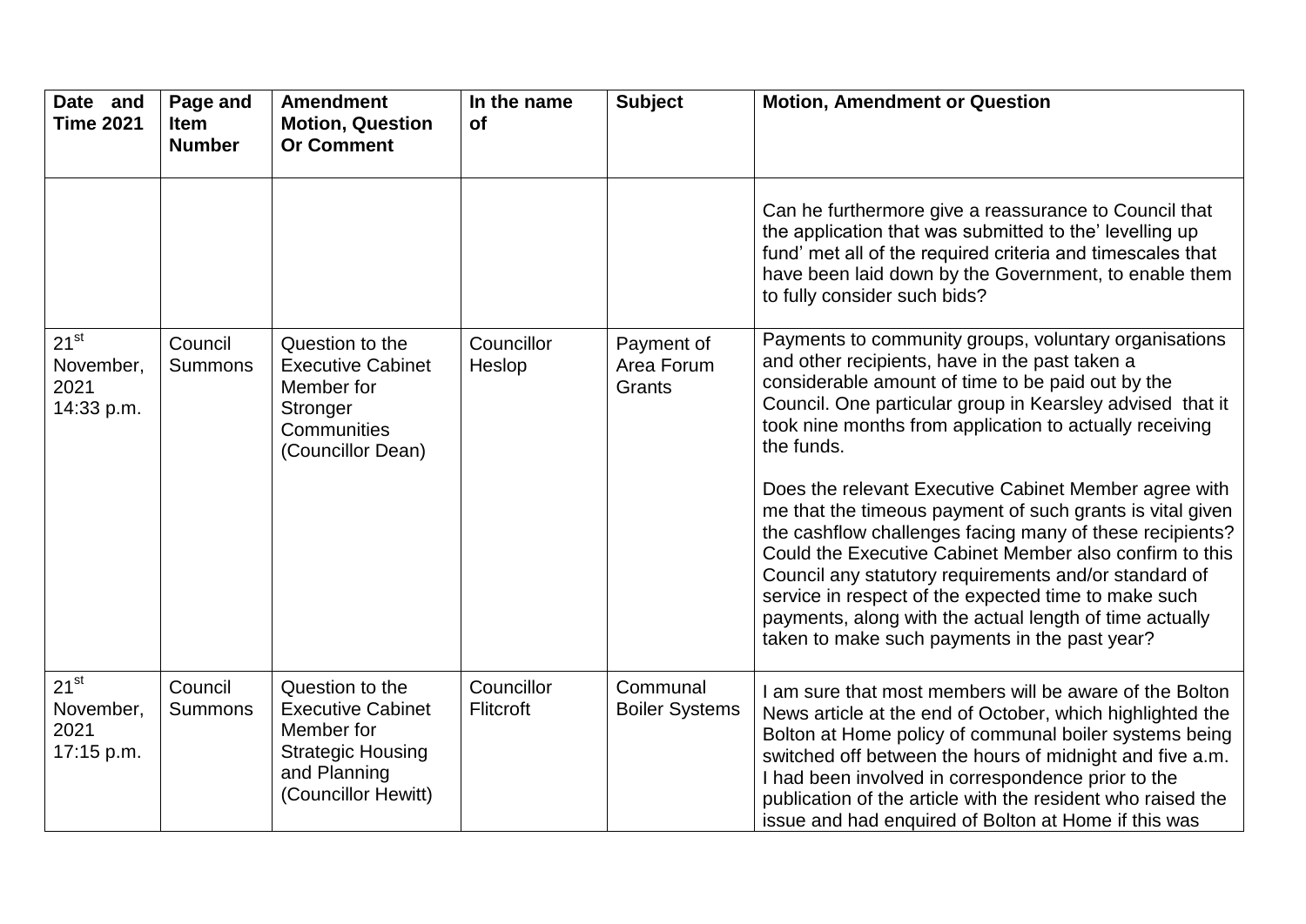| Date and Time 2021 | Page and Item Number | Amendment Motion, Question Or Comment | In the name of | Subject | Motion, Amendment or Question |
|---|---|---|---|---|---|
| | | | | | Can he furthermore give a reassurance to Council that the application that was submitted to the' levelling up fund' met all of the required criteria and timescales that have been laid down by the Government, to enable them to fully consider such bids? |
| 21st November, 2021 14:33 p.m. | Council Summons | Question to the Executive Cabinet Member for Stronger Communities (Councillor Dean) | Councillor Heslop | Payment of Area Forum Grants | Payments to community groups, voluntary organisations and other recipients, have in the past taken a considerable amount of time to be paid out by the Council. One particular group in Kearsley advised that it took nine months from application to actually receiving the funds.<br><br>Does the relevant Executive Cabinet Member agree with me that the timeous payment of such grants is vital given the cashflow challenges facing many of these recipients? Could the Executive Cabinet Member also confirm to this Council any statutory requirements and/or standard of service in respect of the expected time to make such payments, along with the actual length of time actually taken to make such payments in the past year? |
| 21st November, 2021 17:15 p.m. | Council Summons | Question to the Executive Cabinet Member for Strategic Housing and Planning (Councillor Hewitt) | Councillor Flitcroft | Communal Boiler Systems | I am sure that most members will be aware of the Bolton News article at the end of October, which highlighted the Bolton at Home policy of communal boiler systems being switched off between the hours of midnight and five a.m. I had been involved in correspondence prior to the publication of the article with the resident who raised the issue and had enquired of Bolton at Home if this was |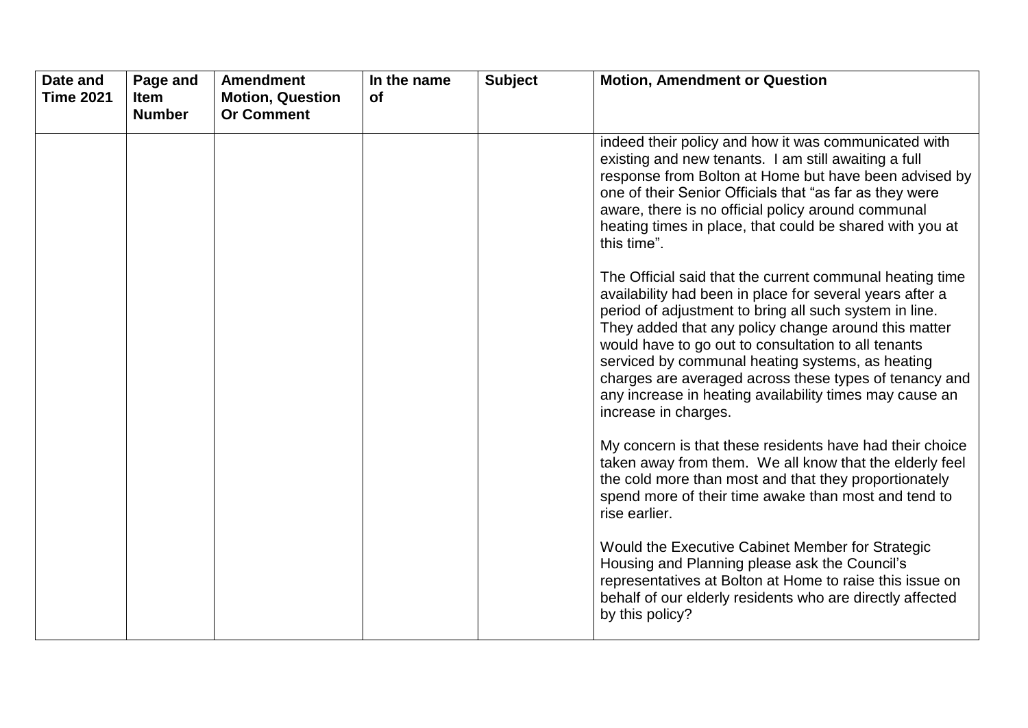| Date and Time 2021 | Page and Item Number | Amendment Motion, Question Or Comment | In the name of | Subject | Motion, Amendment or Question |
| --- | --- | --- | --- | --- | --- |
| | | | | | indeed their policy and how it was communicated with existing and new tenants. I am still awaiting a full response from Bolton at Home but have been advised by one of their Senior Officials that "as far as they were aware, there is no official policy around communal heating times in place, that could be shared with you at this time".<br><br>The Official said that the current communal heating time availability had been in place for several years after a period of adjustment to bring all such system in line. They added that any policy change around this matter would have to go out to consultation to all tenants serviced by communal heating systems, as heating charges are averaged across these types of tenancy and any increase in heating availability times may cause an increase in charges.<br><br>My concern is that these residents have had their choice taken away from them. We all know that the elderly feel the cold more than most and that they proportionately spend more of their time awake than most and tend to rise earlier.<br><br>Would the Executive Cabinet Member for Strategic Housing and Planning please ask the Council's representatives at Bolton at Home to raise this issue on behalf of our elderly residents who are directly affected by this policy? |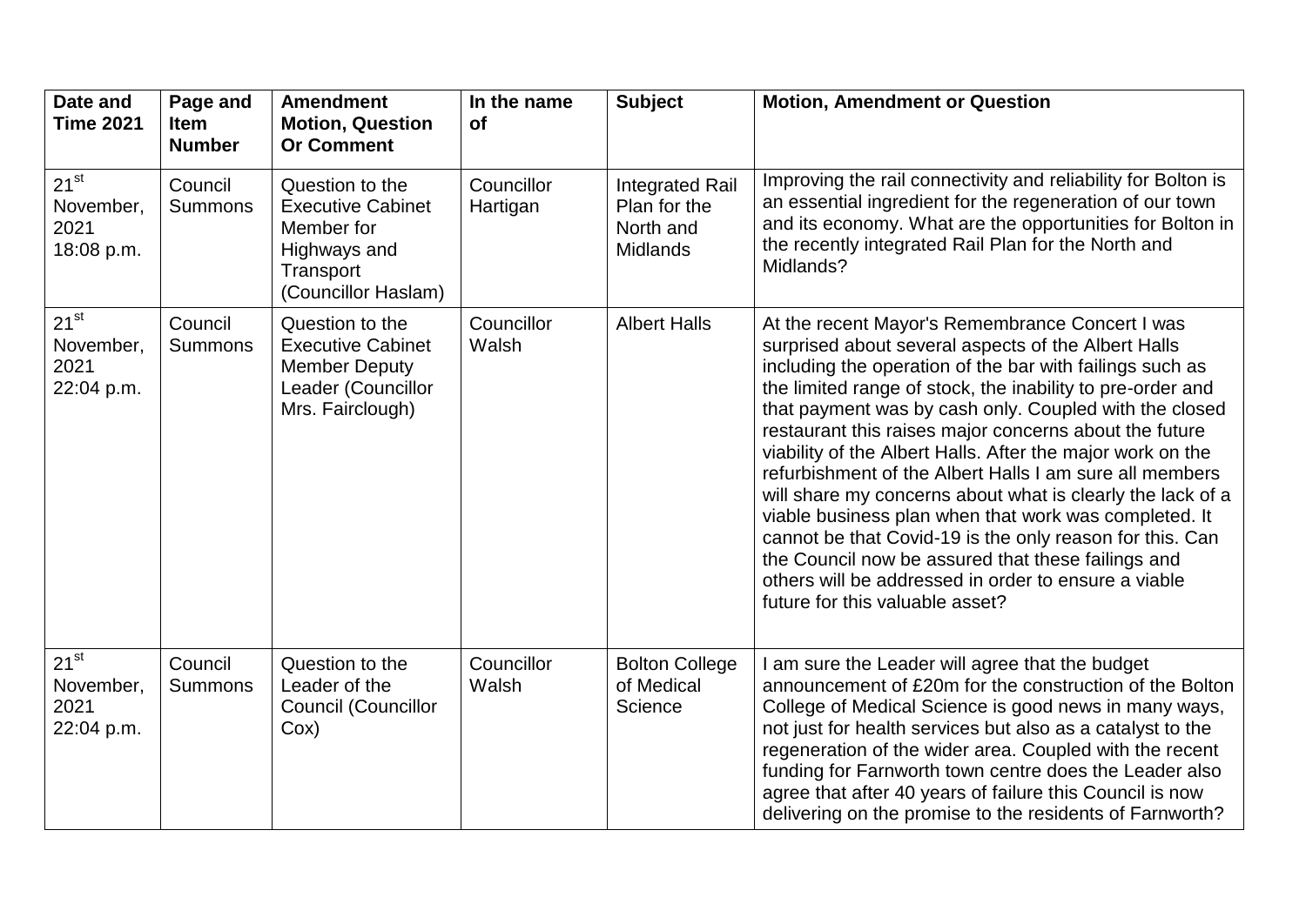| Date and Time 2021 | Page and Item Number | Amendment Motion, Question Or Comment | In the name of | Subject | Motion, Amendment or Question |
|---|---|---|---|---|---|
| 21st November, 2021 18:08 p.m. | Council Summons | Question to the Executive Cabinet Member for Highways and Transport (Councillor Haslam) | Councillor Hartigan | Integrated Rail Plan for the North and Midlands | Improving the rail connectivity and reliability for Bolton is an essential ingredient for the regeneration of our town and its economy. What are the opportunities for Bolton in the recently integrated Rail Plan for the North and Midlands? |
| 21st November, 2021 22:04 p.m. | Council Summons | Question to the Executive Cabinet Member Deputy Leader (Councillor Mrs. Fairclough) | Councillor Walsh | Albert Halls | At the recent Mayor's Remembrance Concert I was surprised about several aspects of the Albert Halls including the operation of the bar with failings such as the limited range of stock, the inability to pre-order and that payment was by cash only. Coupled with the closed restaurant this raises major concerns about the future viability of the Albert Halls. After the major work on the refurbishment of the Albert Halls I am sure all members will share my concerns about what is clearly the lack of a viable business plan when that work was completed. It cannot be that Covid-19 is the only reason for this. Can the Council now be assured that these failings and others will be addressed in order to ensure a viable future for this valuable asset? |
| 21st November, 2021 22:04 p.m. | Council Summons | Question to the Leader of the Council (Councillor Cox) | Councillor Walsh | Bolton College of Medical Science | I am sure the Leader will agree that the budget announcement of £20m for the construction of the Bolton College of Medical Science is good news in many ways, not just for health services but also as a catalyst to the regeneration of the wider area. Coupled with the recent funding for Farnworth town centre does the Leader also agree that after 40 years of failure this Council is now delivering on the promise to the residents of Farnworth? |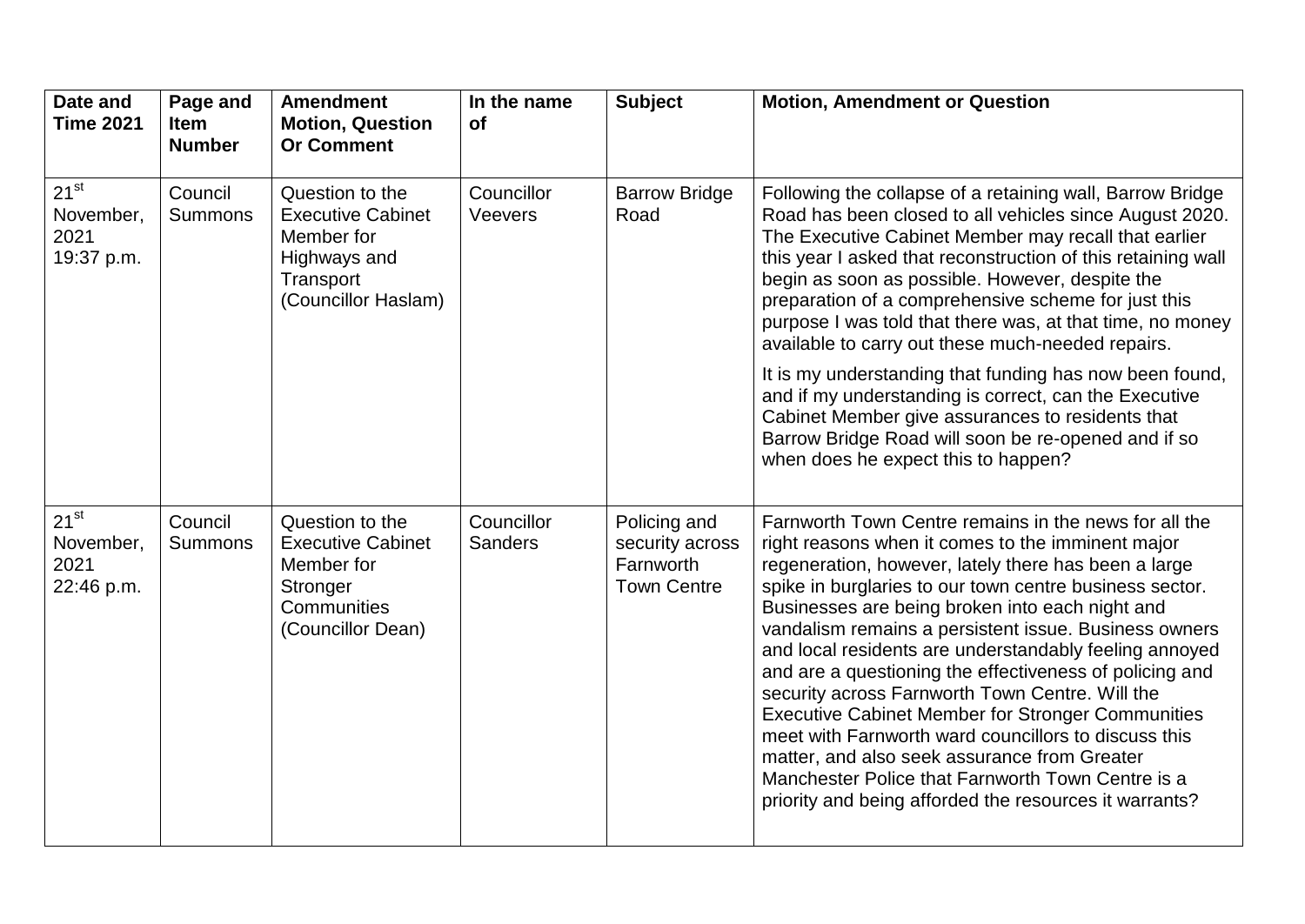| Date and Time 2021 | Page and Item Number | Amendment Motion, Question Or Comment | In the name of | Subject | Motion, Amendment or Question |
|---|---|---|---|---|---|
| 21st November, 2021 19:37 p.m. | Council Summons | Question to the Executive Cabinet Member for Highways and Transport (Councillor Haslam) | Councillor Veevers | Barrow Bridge Road | Following the collapse of a retaining wall, Barrow Bridge Road has been closed to all vehicles since August 2020. The Executive Cabinet Member may recall that earlier this year I asked that reconstruction of this retaining wall begin as soon as possible. However, despite the preparation of a comprehensive scheme for just this purpose I was told that there was, at that time, no money available to carry out these much-needed repairs.<br><br>It is my understanding that funding has now been found, and if my understanding is correct, can the Executive Cabinet Member give assurances to residents that Barrow Bridge Road will soon be re-opened and if so when does he expect this to happen? |
| 21st November, 2021 22:46 p.m. | Council Summons | Question to the Executive Cabinet Member for Stronger Communities (Councillor Dean) | Councillor Sanders | Policing and security across Farnworth Town Centre | Farnworth Town Centre remains in the news for all the right reasons when it comes to the imminent major regeneration, however, lately there has been a large spike in burglaries to our town centre business sector. Businesses are being broken into each night and vandalism remains a persistent issue. Business owners and local residents are understandably feeling annoyed and are a questioning the effectiveness of policing and security across Farnworth Town Centre. Will the Executive Cabinet Member for Stronger Communities meet with Farnworth ward councillors to discuss this matter, and also seek assurance from Greater Manchester Police that Farnworth Town Centre is a priority and being afforded the resources it warrants? |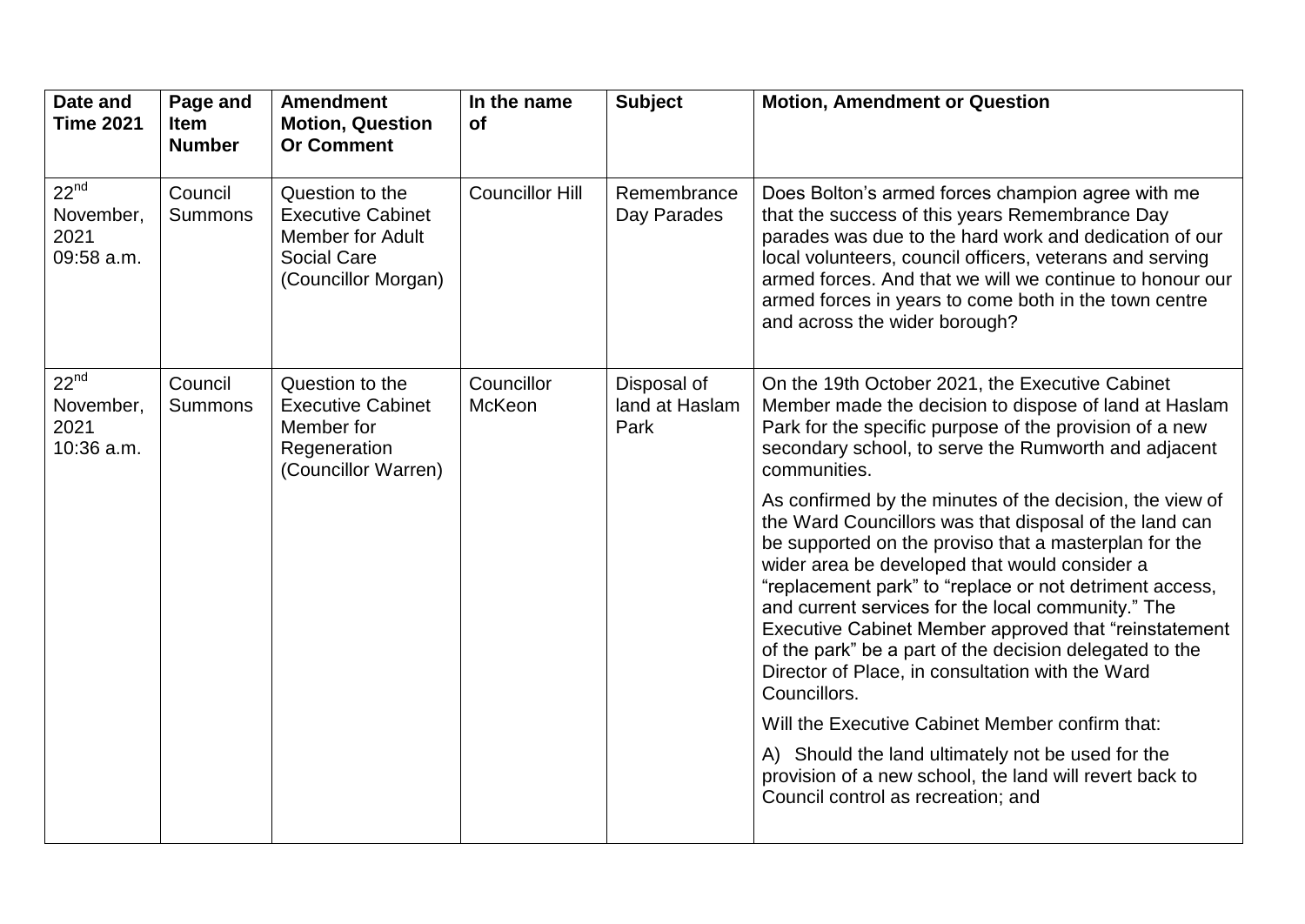| Date and Time 2021 | Page and Item Number | Amendment Motion, Question Or Comment | In the name of | Subject | Motion, Amendment or Question |
|---|---|---|---|---|---|
| 22nd November, 2021 09:58 a.m. | Council Summons | Question to the Executive Cabinet Member for Adult Social Care (Councillor Morgan) | Councillor Hill | Remembrance Day Parades | Does Bolton's armed forces champion agree with me that the success of this years Remembrance Day parades was due to the hard work and dedication of our local volunteers, council officers, veterans and serving armed forces. And that we will we continue to honour our armed forces in years to come both in the town centre and across the wider borough? |
| 22nd November, 2021 10:36 a.m. | Council Summons | Question to the Executive Cabinet Member for Regeneration (Councillor Warren) | Councillor McKeon | Disposal of land at Haslam Park | On the 19th October 2021, the Executive Cabinet Member made the decision to dispose of land at Haslam Park for the specific purpose of the provision of a new secondary school, to serve the Rumworth and adjacent communities.<br><br>As confirmed by the minutes of the decision, the view of the Ward Councillors was that disposal of the land can be supported on the proviso that a masterplan for the wider area be developed that would consider a "replacement park" to "replace or not detriment access, and current services for the local community." The Executive Cabinet Member approved that "reinstatement of the park" be a part of the decision delegated to the Director of Place, in consultation with the Ward Councillors.<br><br>Will the Executive Cabinet Member confirm that:<br><br>A) Should the land ultimately not be used for the provision of a new school, the land will revert back to Council control as recreation; and |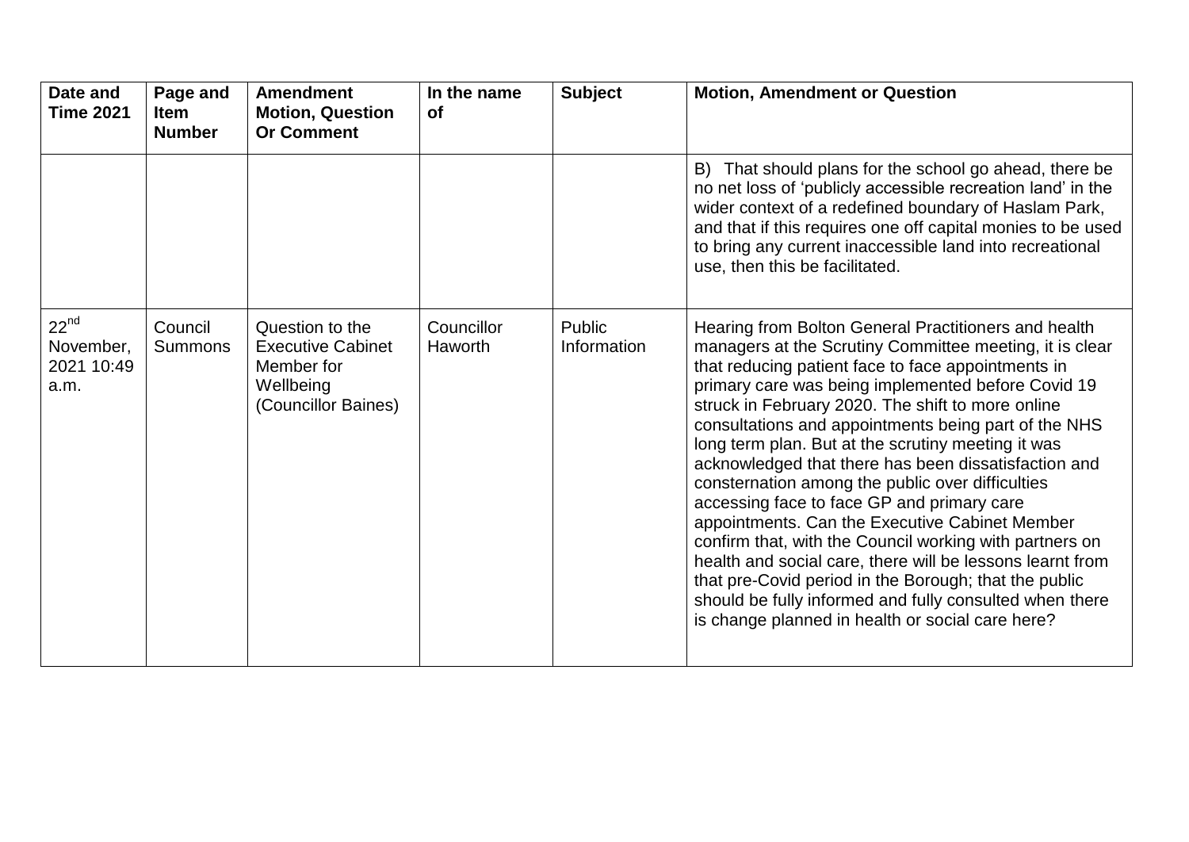| Date and Time 2021 | Page and Item Number | Amendment Motion, Question Or Comment | In the name of | Subject | Motion, Amendment or Question |
|---|---|---|---|---|---|
| | | | | | B) That should plans for the school go ahead, there be no net loss of 'publicly accessible recreation land' in the wider context of a redefined boundary of Haslam Park, and that if this requires one off capital monies to be used to bring any current inaccessible land into recreational use, then this be facilitated. |
| 22nd November, 2021 10:49 a.m. | Council Summons | Question to the Executive Cabinet Member for Wellbeing (Councillor Baines) | Councillor Haworth | Public Information | Hearing from Bolton General Practitioners and health managers at the Scrutiny Committee meeting, it is clear that reducing patient face to face appointments in primary care was being implemented before Covid 19 struck in February 2020. The shift to more online consultations and appointments being part of the NHS long term plan. But at the scrutiny meeting it was acknowledged that there has been dissatisfaction and consternation among the public over difficulties accessing face to face GP and primary care appointments. Can the Executive Cabinet Member confirm that, with the Council working with partners on health and social care, there will be lessons learnt from that pre-Covid period in the Borough; that the public should be fully informed and fully consulted when there is change planned in health or social care here? |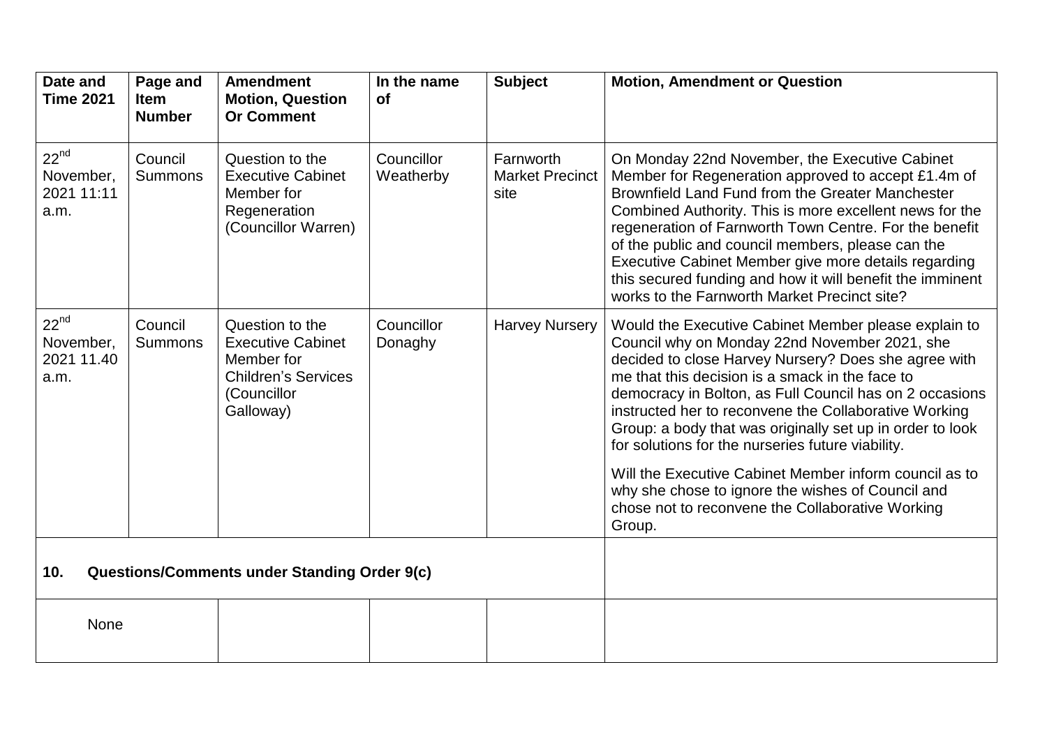| Date and Time 2021 | Page and Item Number | Amendment Motion, Question Or Comment | In the name of | Subject | Motion, Amendment or Question |
|---|---|---|---|---|---|
| 22nd November, 2021 11:11 a.m. | Council Summons | Question to the Executive Cabinet Member for Regeneration (Councillor Warren) | Councillor Weatherby | Farnworth Market Precinct site | On Monday 22nd November, the Executive Cabinet Member for Regeneration approved to accept £1.4m of Brownfield Land Fund from the Greater Manchester Combined Authority. This is more excellent news for the regeneration of Farnworth Town Centre. For the benefit of the public and council members, please can the Executive Cabinet Member give more details regarding this secured funding and how it will benefit the imminent works to the Farnworth Market Precinct site? |
| 22nd November, 2021 11.40 a.m. | Council Summons | Question to the Executive Cabinet Member for Children's Services (Councillor Galloway) | Councillor Donaghy | Harvey Nursery | Would the Executive Cabinet Member please explain to Council why on Monday 22nd November 2021, she decided to close Harvey Nursery? Does she agree with me that this decision is a smack in the face to democracy in Bolton, as Full Council has on 2 occasions instructed her to reconvene the Collaborative Working Group: a body that was originally set up in order to look for solutions for the nurseries future viability.<br><br>Will the Executive Cabinet Member inform council as to why she chose to ignore the wishes of Council and chose not to reconvene the Collaborative Working Group. |
| **10. Questions/Comments under Standing Order 9(c)** | | | | | |
| None | | | | | |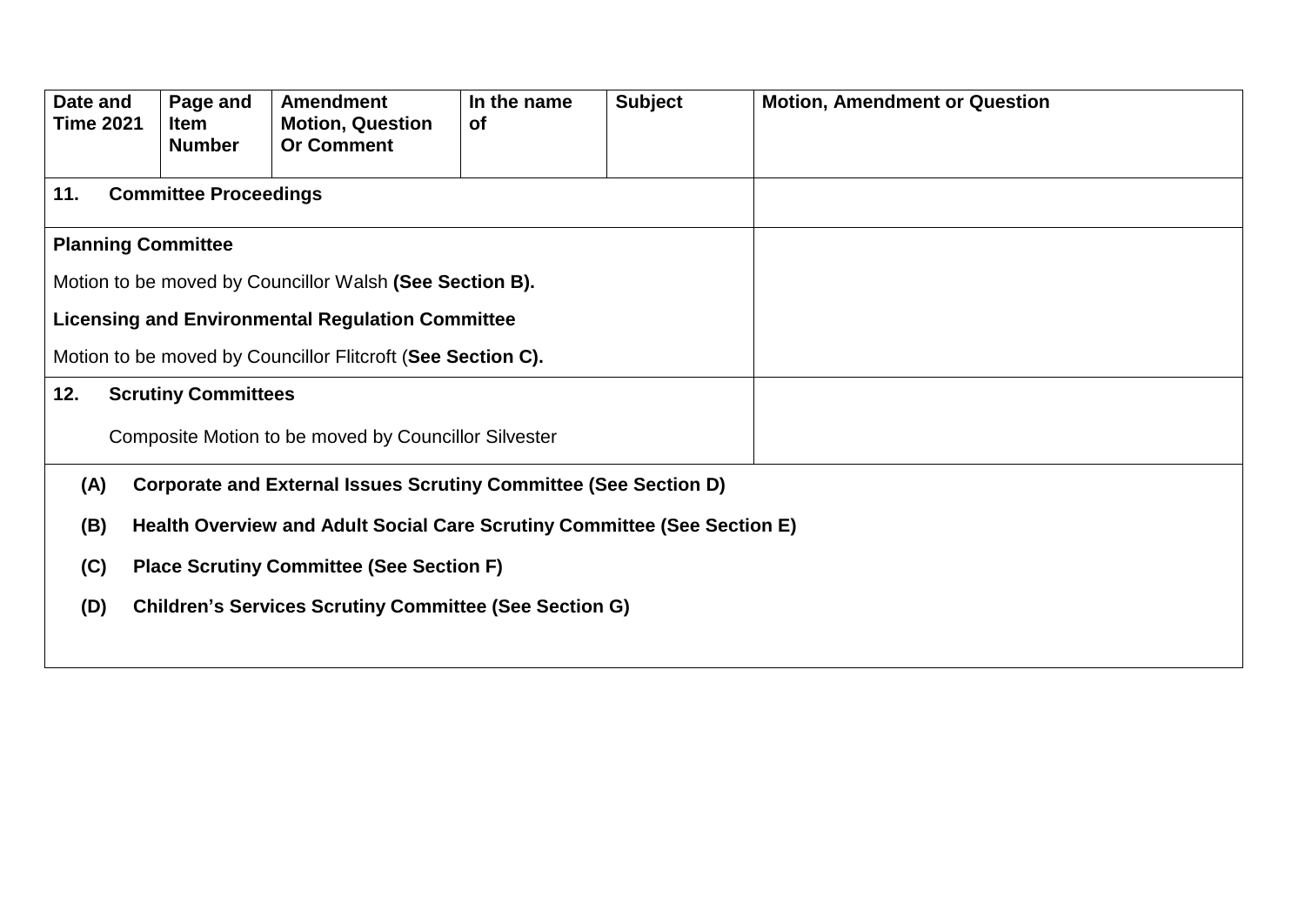| Date and Time 2021 | Page and Item Number | Amendment Motion, Question Or Comment | In the name of | Subject | Motion, Amendment or Question |
|---|---|---|---|---|---|
| **11. Committee Proceedings** | | | | | |
| **Planning Committee**<br><br>Motion to be moved by Councillor Walsh **(See Section B).**<br><br>**Licensing and Environmental Regulation Committee**<br><br>Motion to be moved by Councillor Flitcroft (**See Section C).** | | | | | |
| **12. Scrutiny Committees**<br><br>Composite Motion to be moved by Councillor Silvester | | | | | |
| **(A) Corporate and External Issues Scrutiny Committee (See Section D)**<br><br>**(B) Health Overview and Adult Social Care Scrutiny Committee (See Section E)**<br><br>**(C) Place Scrutiny Committee (See Section F)**<br><br>**(D) Children's Services Scrutiny Committee (See Section G)** | | | | | |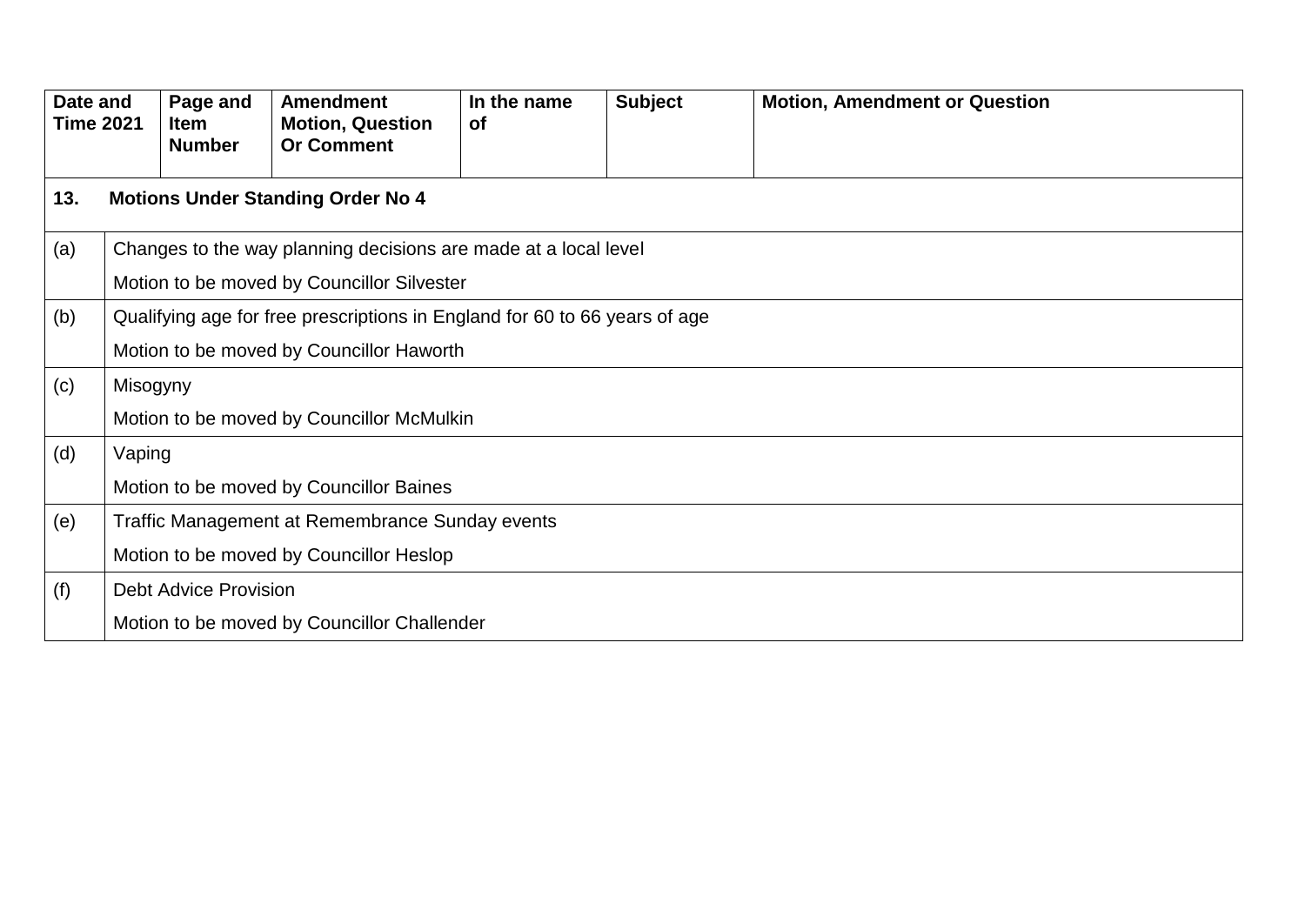| Date and Time 2021 | Page and Item Number | Amendment Motion, Question Or Comment | In the name of | Subject | Motion, Amendment or Question |
|---|---|---|---|---|---|
| **13.** | **Motions Under Standing Order No 4** | | | | |
| (a) | Changes to the way planning decisions are made at a local level<br>Motion to be moved by Councillor Silvester | | | | |
| (b) | Qualifying age for free prescriptions in England for 60 to 66 years of age<br>Motion to be moved by Councillor Haworth | | | | |
| (c) | Misogyny<br>Motion to be moved by Councillor McMulkin | | | | |
| (d) | Vaping<br>Motion to be moved by Councillor Baines | | | | |
| (e) | Traffic Management at Remembrance Sunday events<br>Motion to be moved by Councillor Heslop | | | | |
| (f) | Debt Advice Provision<br>Motion to be moved by Councillor Challender | | | | |